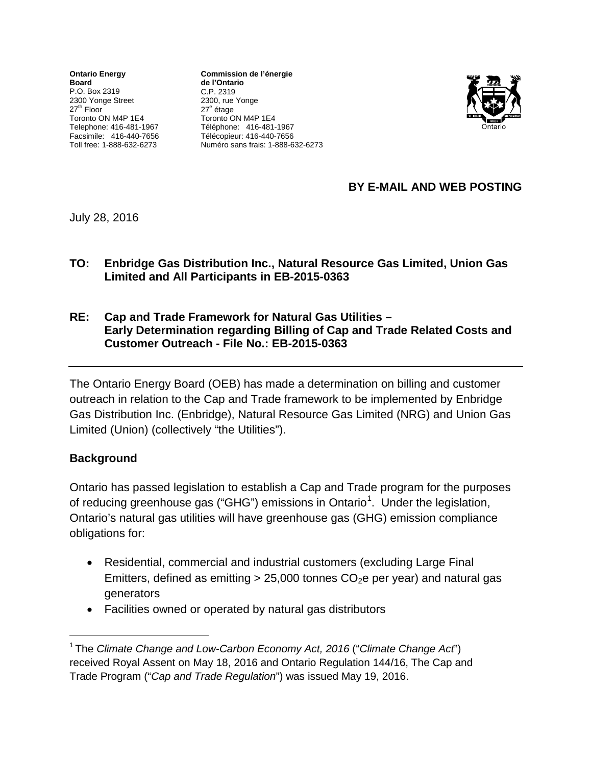**Ontario Energy Board**
P.O. Box 2319
2300 Yonge Street
27th Floor
Toronto ON M4P 1E4
Telephone: 416-481-1967
Facsimile: 416-440-7656
Toll free: 1-888-632-6273

**Commission de l'énergie de l'Ontario**
C.P. 2319
2300, rue Yonge
27e étage
Toronto ON M4P 1E4
Téléphone: 416-481-1967
Télécopieur: 416-440-7656
Numéro sans frais: 1-888-632-6273

**BY E-MAIL AND WEB POSTING**

July 28, 2016

**TO: Enbridge Gas Distribution Inc., Natural Resource Gas Limited, Union Gas Limited and All Participants in EB-2015-0363**

**RE: Cap and Trade Framework for Natural Gas Utilities – Early Determination regarding Billing of Cap and Trade Related Costs and Customer Outreach - File No.: EB-2015-0363**

---

The Ontario Energy Board (OEB) has made a determination on billing and customer outreach in relation to the Cap and Trade framework to be implemented by Enbridge Gas Distribution Inc. (Enbridge), Natural Resource Gas Limited (NRG) and Union Gas Limited (Union) (collectively "the Utilities").

**Background**

Ontario has passed legislation to establish a Cap and Trade program for the purposes of reducing greenhouse gas ("GHG") emissions in Ontario[1]. Under the legislation, Ontario's natural gas utilities will have greenhouse gas (GHG) emission compliance obligations for:

- Residential, commercial and industrial customers (excluding Large Final Emitters, defined as emitting > 25,000 tonnes $CO_2$e per year) and natural gas generators
- Facilities owned or operated by natural gas distributors

[1] The *Climate Change and Low-Carbon Economy Act, 2016* ("*Climate Change Act*") received Royal Assent on May 18, 2016 and Ontario Regulation 144/16, The Cap and Trade Program ("*Cap and Trade Regulation*") was issued May 19, 2016.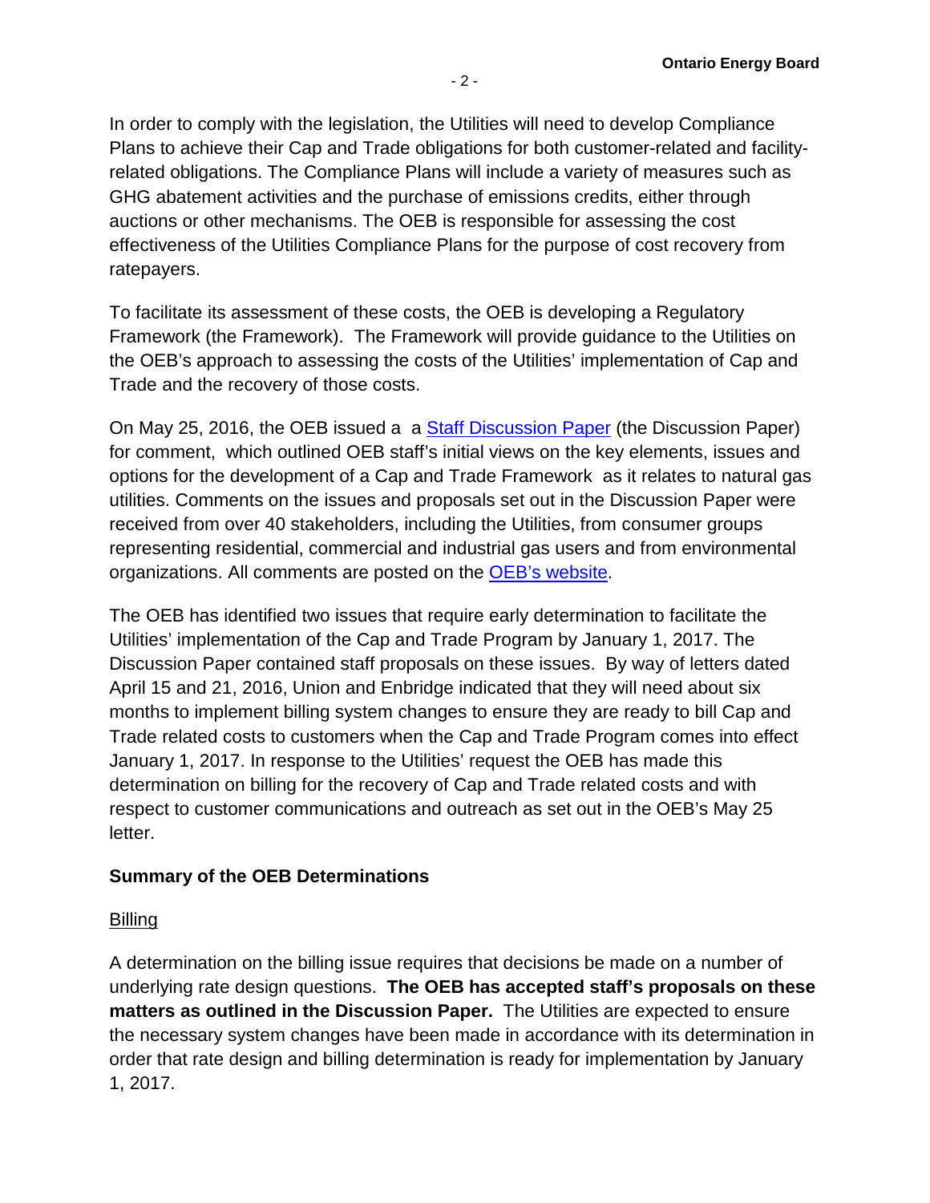In order to comply with the legislation, the Utilities will need to develop Compliance Plans to achieve their Cap and Trade obligations for both customer-related and facility-related obligations. The Compliance Plans will include a variety of measures such as GHG abatement activities and the purchase of emissions credits, either through auctions or other mechanisms. The OEB is responsible for assessing the cost effectiveness of the Utilities Compliance Plans for the purpose of cost recovery from ratepayers.

To facilitate its assessment of these costs, the OEB is developing a Regulatory Framework (the Framework). The Framework will provide guidance to the Utilities on the OEB's approach to assessing the costs of the Utilities' implementation of Cap and Trade and the recovery of those costs.

On May 25, 2016, the OEB issued a a Staff Discussion Paper (the Discussion Paper) for comment, which outlined OEB staff's initial views on the key elements, issues and options for the development of a Cap and Trade Framework as it relates to natural gas utilities. Comments on the issues and proposals set out in the Discussion Paper were received from over 40 stakeholders, including the Utilities, from consumer groups representing residential, commercial and industrial gas users and from environmental organizations. All comments are posted on the OEB's website.

The OEB has identified two issues that require early determination to facilitate the Utilities' implementation of the Cap and Trade Program by January 1, 2017. The Discussion Paper contained staff proposals on these issues. By way of letters dated April 15 and 21, 2016, Union and Enbridge indicated that they will need about six months to implement billing system changes to ensure they are ready to bill Cap and Trade related costs to customers when the Cap and Trade Program comes into effect January 1, 2017. In response to the Utilities' request the OEB has made this determination on billing for the recovery of Cap and Trade related costs and with respect to customer communications and outreach as set out in the OEB's May 25 letter.

**Summary of the OEB Determinations**

Billing

A determination on the billing issue requires that decisions be made on a number of underlying rate design questions. **The OEB has accepted staff's proposals on these matters as outlined in the Discussion Paper.** The Utilities are expected to ensure the necessary system changes have been made in accordance with its determination in order that rate design and billing determination is ready for implementation by January 1, 2017.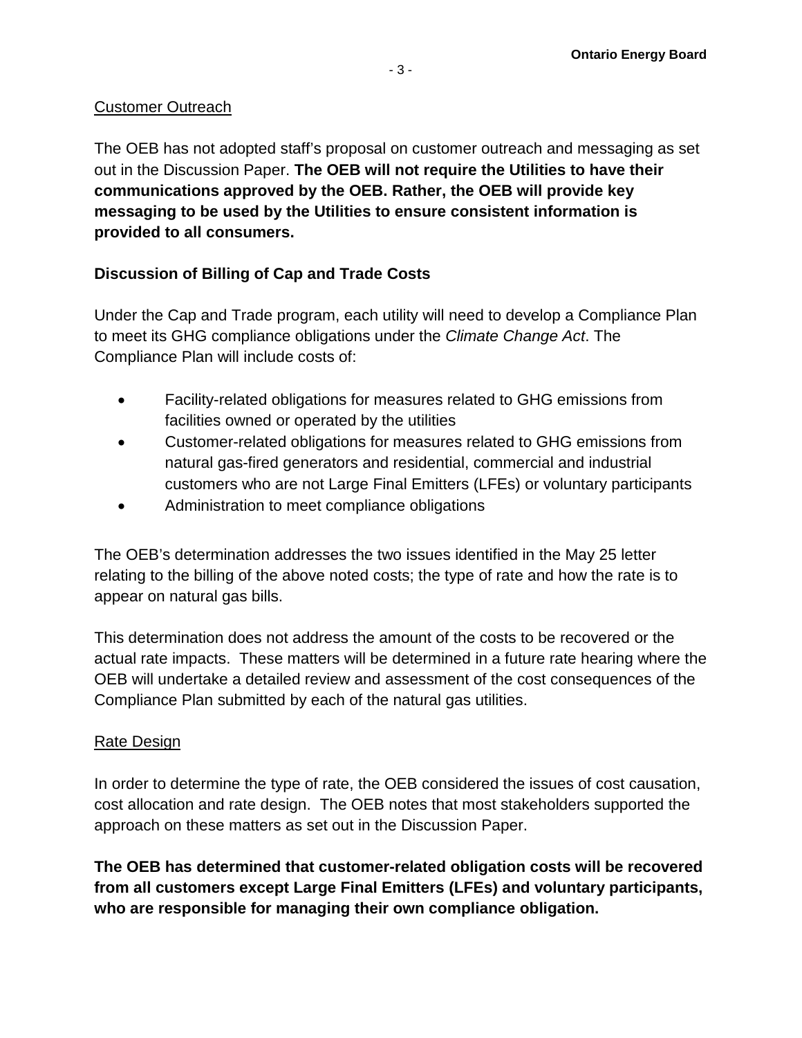<u>Customer Outreach</u>

The OEB has not adopted staff's proposal on customer outreach and messaging as set out in the Discussion Paper. **The OEB will not require the Utilities to have their communications approved by the OEB. Rather, the OEB will provide key messaging to be used by the Utilities to ensure consistent information is provided to all consumers.**

**Discussion of Billing of Cap and Trade Costs**

Under the Cap and Trade program, each utility will need to develop a Compliance Plan to meet its GHG compliance obligations under the *Climate Change Act*. The Compliance Plan will include costs of:

- Facility-related obligations for measures related to GHG emissions from facilities owned or operated by the utilities
- Customer-related obligations for measures related to GHG emissions from natural gas-fired generators and residential, commercial and industrial customers who are not Large Final Emitters (LFEs) or voluntary participants
- Administration to meet compliance obligations

The OEB's determination addresses the two issues identified in the May 25 letter relating to the billing of the above noted costs; the type of rate and how the rate is to appear on natural gas bills.

This determination does not address the amount of the costs to be recovered or the actual rate impacts. These matters will be determined in a future rate hearing where the OEB will undertake a detailed review and assessment of the cost consequences of the Compliance Plan submitted by each of the natural gas utilities.

<u>Rate Design</u>

In order to determine the type of rate, the OEB considered the issues of cost causation, cost allocation and rate design. The OEB notes that most stakeholders supported the approach on these matters as set out in the Discussion Paper.

**The OEB has determined that customer-related obligation costs will be recovered from all customers except Large Final Emitters (LFEs) and voluntary participants, who are responsible for managing their own compliance obligation.**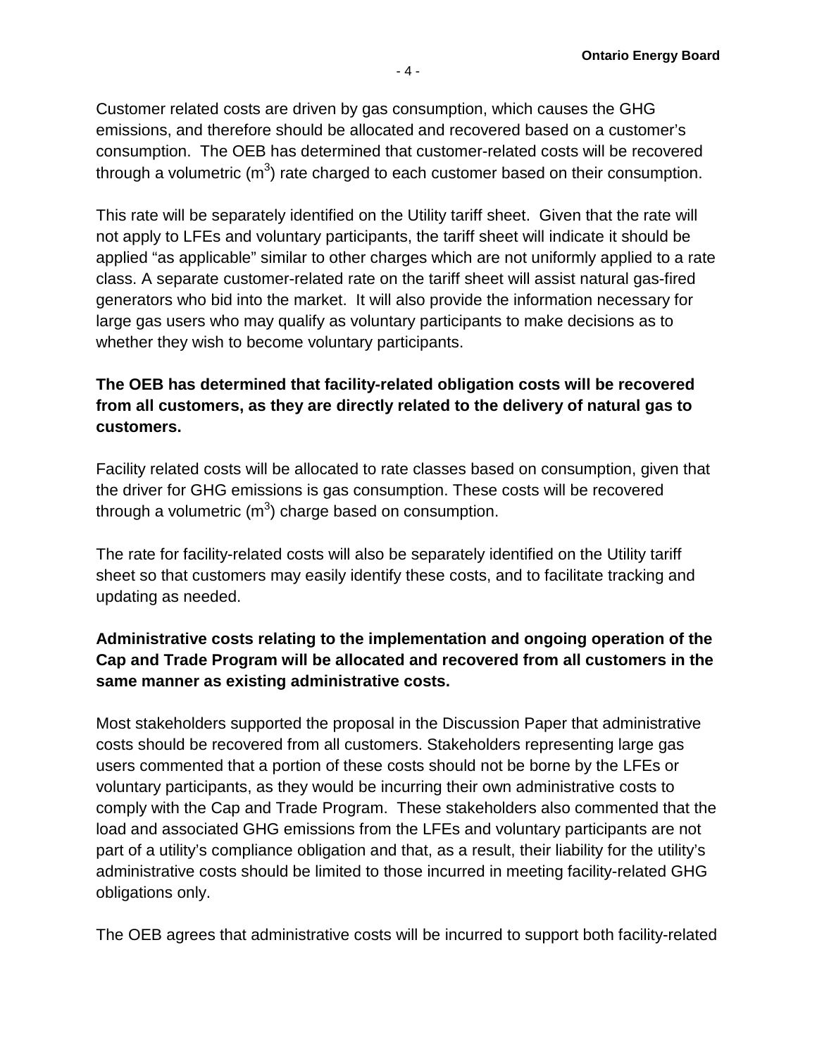Customer related costs are driven by gas consumption, which causes the GHG emissions, and therefore should be allocated and recovered based on a customer's consumption. The OEB has determined that customer-related costs will be recovered through a volumetric ($m^3$) rate charged to each customer based on their consumption.

This rate will be separately identified on the Utility tariff sheet. Given that the rate will not apply to LFEs and voluntary participants, the tariff sheet will indicate it should be applied "as applicable" similar to other charges which are not uniformly applied to a rate class. A separate customer-related rate on the tariff sheet will assist natural gas-fired generators who bid into the market. It will also provide the information necessary for large gas users who may qualify as voluntary participants to make decisions as to whether they wish to become voluntary participants.

**The OEB has determined that facility-related obligation costs will be recovered from all customers, as they are directly related to the delivery of natural gas to customers.**

Facility related costs will be allocated to rate classes based on consumption, given that the driver for GHG emissions is gas consumption. These costs will be recovered through a volumetric ($m^3$) charge based on consumption.

The rate for facility-related costs will also be separately identified on the Utility tariff sheet so that customers may easily identify these costs, and to facilitate tracking and updating as needed.

**Administrative costs relating to the implementation and ongoing operation of the Cap and Trade Program will be allocated and recovered from all customers in the same manner as existing administrative costs.**

Most stakeholders supported the proposal in the Discussion Paper that administrative costs should be recovered from all customers. Stakeholders representing large gas users commented that a portion of these costs should not be borne by the LFEs or voluntary participants, as they would be incurring their own administrative costs to comply with the Cap and Trade Program. These stakeholders also commented that the load and associated GHG emissions from the LFEs and voluntary participants are not part of a utility's compliance obligation and that, as a result, their liability for the utility's administrative costs should be limited to those incurred in meeting facility-related GHG obligations only.

The OEB agrees that administrative costs will be incurred to support both facility-related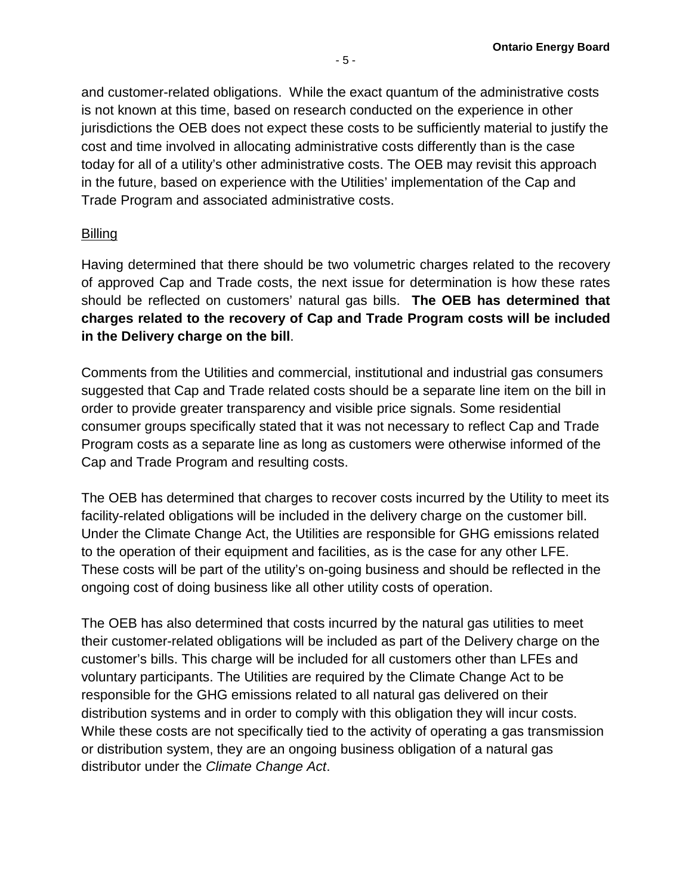and customer-related obligations. While the exact quantum of the administrative costs is not known at this time, based on research conducted on the experience in other jurisdictions the OEB does not expect these costs to be sufficiently material to justify the cost and time involved in allocating administrative costs differently than is the case today for all of a utility's other administrative costs. The OEB may revisit this approach in the future, based on experience with the Utilities' implementation of the Cap and Trade Program and associated administrative costs.

Billing

Having determined that there should be two volumetric charges related to the recovery of approved Cap and Trade costs, the next issue for determination is how these rates should be reflected on customers' natural gas bills. **The OEB has determined that charges related to the recovery of Cap and Trade Program costs will be included in the Delivery charge on the bill**.

Comments from the Utilities and commercial, institutional and industrial gas consumers suggested that Cap and Trade related costs should be a separate line item on the bill in order to provide greater transparency and visible price signals. Some residential consumer groups specifically stated that it was not necessary to reflect Cap and Trade Program costs as a separate line as long as customers were otherwise informed of the Cap and Trade Program and resulting costs.

The OEB has determined that charges to recover costs incurred by the Utility to meet its facility-related obligations will be included in the delivery charge on the customer bill. Under the Climate Change Act, the Utilities are responsible for GHG emissions related to the operation of their equipment and facilities, as is the case for any other LFE. These costs will be part of the utility's on-going business and should be reflected in the ongoing cost of doing business like all other utility costs of operation.

The OEB has also determined that costs incurred by the natural gas utilities to meet their customer-related obligations will be included as part of the Delivery charge on the customer's bills. This charge will be included for all customers other than LFEs and voluntary participants. The Utilities are required by the Climate Change Act to be responsible for the GHG emissions related to all natural gas delivered on their distribution systems and in order to comply with this obligation they will incur costs. While these costs are not specifically tied to the activity of operating a gas transmission or distribution system, they are an ongoing business obligation of a natural gas distributor under the *Climate Change Act*.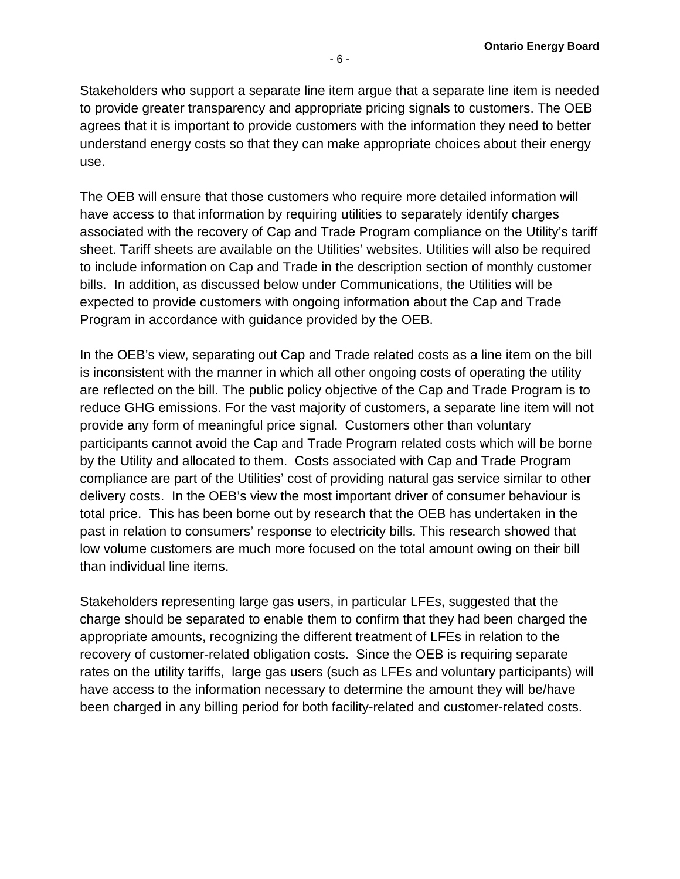Stakeholders who support a separate line item argue that a separate line item is needed to provide greater transparency and appropriate pricing signals to customers. The OEB agrees that it is important to provide customers with the information they need to better understand energy costs so that they can make appropriate choices about their energy use.

The OEB will ensure that those customers who require more detailed information will have access to that information by requiring utilities to separately identify charges associated with the recovery of Cap and Trade Program compliance on the Utility's tariff sheet. Tariff sheets are available on the Utilities' websites. Utilities will also be required to include information on Cap and Trade in the description section of monthly customer bills. In addition, as discussed below under Communications, the Utilities will be expected to provide customers with ongoing information about the Cap and Trade Program in accordance with guidance provided by the OEB.

In the OEB's view, separating out Cap and Trade related costs as a line item on the bill is inconsistent with the manner in which all other ongoing costs of operating the utility are reflected on the bill. The public policy objective of the Cap and Trade Program is to reduce GHG emissions. For the vast majority of customers, a separate line item will not provide any form of meaningful price signal. Customers other than voluntary participants cannot avoid the Cap and Trade Program related costs which will be borne by the Utility and allocated to them. Costs associated with Cap and Trade Program compliance are part of the Utilities' cost of providing natural gas service similar to other delivery costs. In the OEB's view the most important driver of consumer behaviour is total price. This has been borne out by research that the OEB has undertaken in the past in relation to consumers' response to electricity bills. This research showed that low volume customers are much more focused on the total amount owing on their bill than individual line items.

Stakeholders representing large gas users, in particular LFEs, suggested that the charge should be separated to enable them to confirm that they had been charged the appropriate amounts, recognizing the different treatment of LFEs in relation to the recovery of customer-related obligation costs. Since the OEB is requiring separate rates on the utility tariffs, large gas users (such as LFEs and voluntary participants) will have access to the information necessary to determine the amount they will be/have been charged in any billing period for both facility-related and customer-related costs.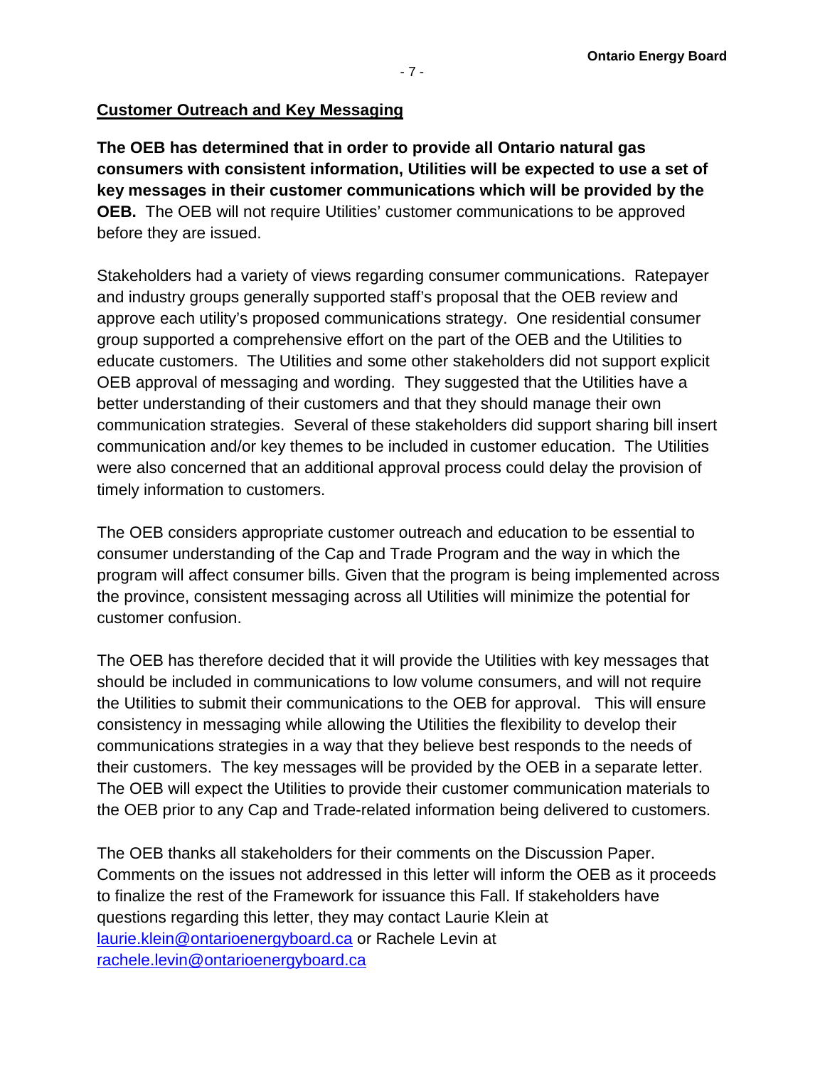**Customer Outreach and Key Messaging**

**The OEB has determined that in order to provide all Ontario natural gas consumers with consistent information, Utilities will be expected to use a set of key messages in their customer communications which will be provided by the OEB.** The OEB will not require Utilities' customer communications to be approved before they are issued.

Stakeholders had a variety of views regarding consumer communications. Ratepayer and industry groups generally supported staff's proposal that the OEB review and approve each utility's proposed communications strategy. One residential consumer group supported a comprehensive effort on the part of the OEB and the Utilities to educate customers. The Utilities and some other stakeholders did not support explicit OEB approval of messaging and wording. They suggested that the Utilities have a better understanding of their customers and that they should manage their own communication strategies. Several of these stakeholders did support sharing bill insert communication and/or key themes to be included in customer education. The Utilities were also concerned that an additional approval process could delay the provision of timely information to customers.

The OEB considers appropriate customer outreach and education to be essential to consumer understanding of the Cap and Trade Program and the way in which the program will affect consumer bills. Given that the program is being implemented across the province, consistent messaging across all Utilities will minimize the potential for customer confusion.

The OEB has therefore decided that it will provide the Utilities with key messages that should be included in communications to low volume consumers, and will not require the Utilities to submit their communications to the OEB for approval. This will ensure consistency in messaging while allowing the Utilities the flexibility to develop their communications strategies in a way that they believe best responds to the needs of their customers. The key messages will be provided by the OEB in a separate letter. The OEB will expect the Utilities to provide their customer communication materials to the OEB prior to any Cap and Trade-related information being delivered to customers.

The OEB thanks all stakeholders for their comments on the Discussion Paper. Comments on the issues not addressed in this letter will inform the OEB as it proceeds to finalize the rest of the Framework for issuance this Fall. If stakeholders have questions regarding this letter, they may contact Laurie Klein at laurie.klein@ontarioenergyboard.ca or Rachele Levin at rachele.levin@ontarioenergyboard.ca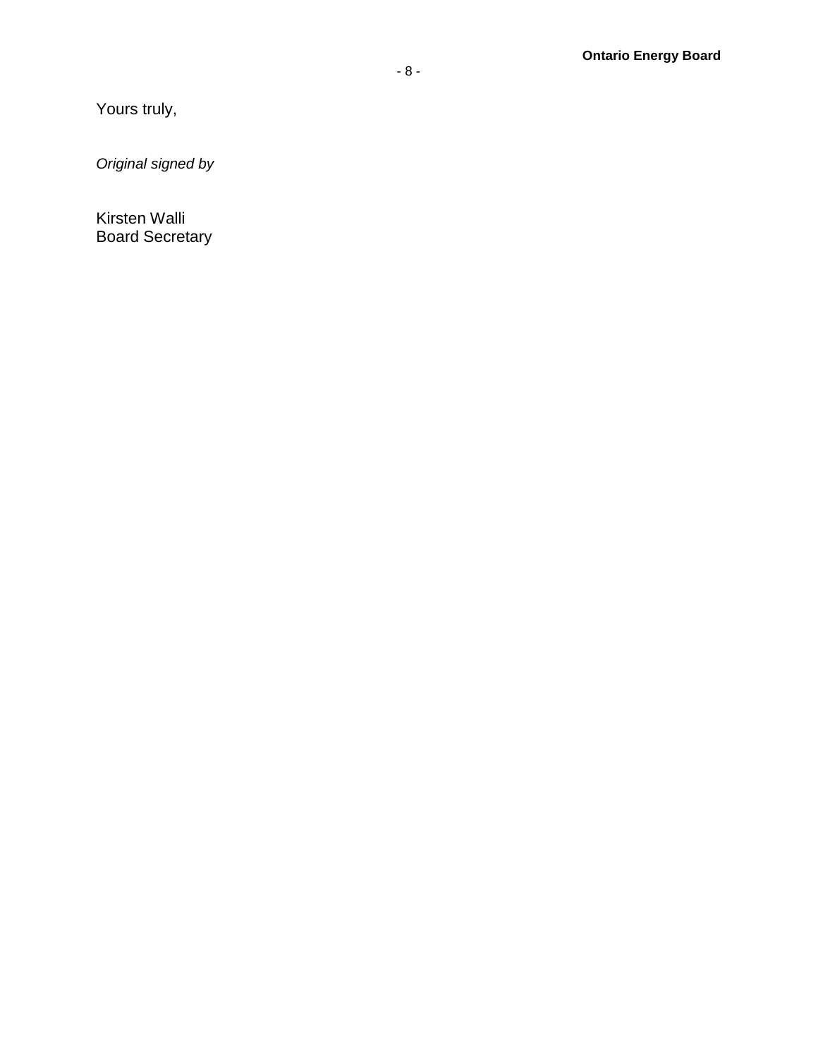Yours truly,

*Original signed by*

Kirsten Walli
Board Secretary